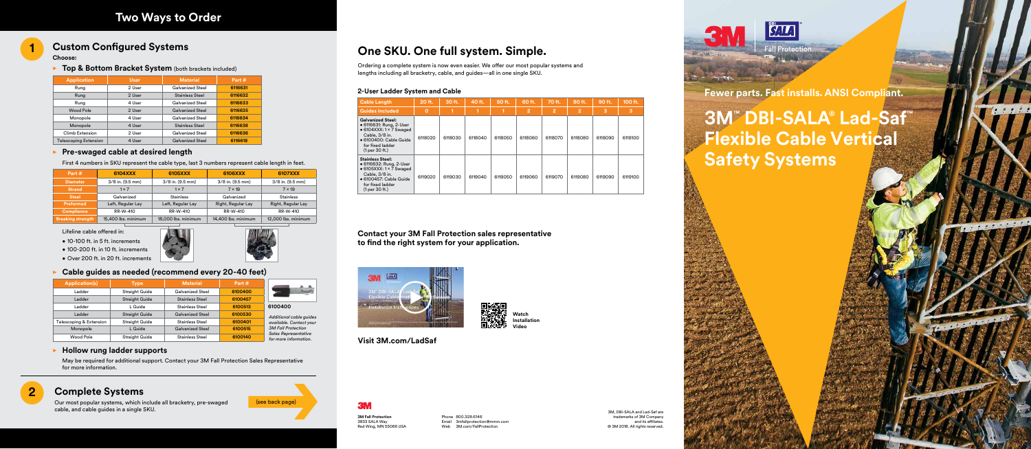# Two Ways to Order

## 1 Custom Configured Systems

**Choose:**

### ▸ Top & Bottom Bracket System (both brackets included)

| Application | User | Material | Part # |
|---|---|---|---|
| Rung | 2 User | Galvanized Steel | 6116631 |
| Rung | 2 User | Stainless Steel | 6116632 |
| Rung | 4 User | Galvanized Steel | 6116633 |
| Wood Pole | 2 User | Galvanized Steel | 6116635 |
| Monopole | 4 User | Galvanized Steel | 6116634 |
| Monopole | 4 User | Stainless Steel | 6116638 |
| Climb Extension | 2 User | Galvanized Steel | 6116636 |
| Telescoping Extension | 4 User | Galvanized Steel | 6116618 |

### ▸ Pre-swaged cable at desired length

First 4 numbers in SKU represent the cable type, last 3 numbers represent cable length in feet.

| Part # | 6104XXX | 6105XXX | 6106XXX | 6107XXX |
|---|---|---|---|---|
| Diameter | 3/8 in. (9.5 mm) | 3/8 in. (9.5 mm) | 3/8 in. (9.5 mm) | 3/8 in. (9.5 mm) |
| Strand | 1 × 7 | 1 × 7 | 7 × 19 | 7 × 19 |
| Steel | Galvanized | Stainless | Galvanized | Stainless |
| Preformed | Left, Regular Lay | Left, Regular Lay | Right, Regular Lay | Right, Regular Lay |
| Compliance | RR-W-410 | RR-W-410 | RR-W-410 | RR-W-410 |
| Breaking strength | 15,400 lbs. minimum | 18,000 lbs. minimum | 14,400 lbs. minimum | 12,000 lbs. minimum |

Lifeline cable offered in:

- 10-100 ft. in 5 ft. increments
- 100-200 ft. in 10 ft. increments
- Over 200 ft. in 20 ft. increments

### ▸ Cable guides as needed (recommend every 20-40 feet)

| Application(s) | Type | Material | Part # |
|---|---|---|---|
| Ladder | Straight Guide | Galvanized Steel | 6100400 |
| Ladder | Straight Guide | Stainless Steel | 6100457 |
| Ladder | L Guide | Stainless Steel | 6100513 |
| Ladder | Straight Guide | Galvanized Steel | 6100530 |
| Telescoping & Extension | Straight Guide | Stainless Steel | 6100401 |
| Monopole | L Guide | Galvanized Steel | 6100515 |
| Wood Pole | Straight Guide | Stainless Steel | 6100140 |

6100400

*Additional cable guides available. Contact your 3M Fall Protection Sales Representative for more information.*

### ▸ Hollow rung ladder supports

May be required for additional support. Contact your 3M Fall Protection Sales Representative for more information.

## 2 Complete Systems

Our most popular systems, which include all bracketry, pre-swaged cable, and cable guides in a single SKU.

(see back page)

# One SKU. One full system. Simple.

Ordering a complete system is now even easier. We offer our most popular systems and lengths including all bracketry, cable, and guides—all in one single SKU.

### 2-User Ladder System and Cable

| Cable Length | 20 ft. | 30 ft. | 40 ft. | 50 ft. | 60 ft. | 70 ft. | 80 ft. | 90 ft. | 100 ft. |
|---|---|---|---|---|---|---|---|---|---|
| Guides Included | 0 | 1 | 1 | 1 | 2 | 2 | 2 | 3 | 3 |
| **Galvanized Steel:** • 6116631: Rung, 2-User • 6104XXX: 1 × 7 Swaged Cable, 3/8 in. • 6100400: Cable Guide for fixed ladder (1 per 30 ft.) | 6118020 | 6118030 | 6118040 | 6118050 | 6118060 | 6118070 | 6118080 | 6118090 | 6118100 |
| **Stainless Steel:** • 6116632: Rung, 2-User • 6105XXX: 1 × 7 Swaged Cable, 3/8 in. • 6100457: Cable Guide for fixed ladder (1 per 30 ft.) | 6119020 | 6119030 | 6119040 | 6119050 | 6119060 | 6119070 | 6119080 | 6119090 | 6119100 |

**Contact your 3M Fall Protection sales representative to find the right system for your application.**

**Watch Installation Video**

**Visit 3M.com/LadSaf**

**3M Fall Protection**
3833 SALA Way
Red Wing, MN 55066 USA

Phone 800.328.6146
Email 3mfallprotection@mmm.com
Web 3M.com/FallProtection

3M, DBI-SALA and Lad-Saf are trademarks of 3M Company and its affiliates.
© 3M 2018. All rights reserved.

3M DBI-SALA Fall Protection

**Fewer parts. Fast installs. ANSI Compliant.**

# 3M™ DBI-SALA® Lad-Saf™ Flexible Cable Vertical Safety Systems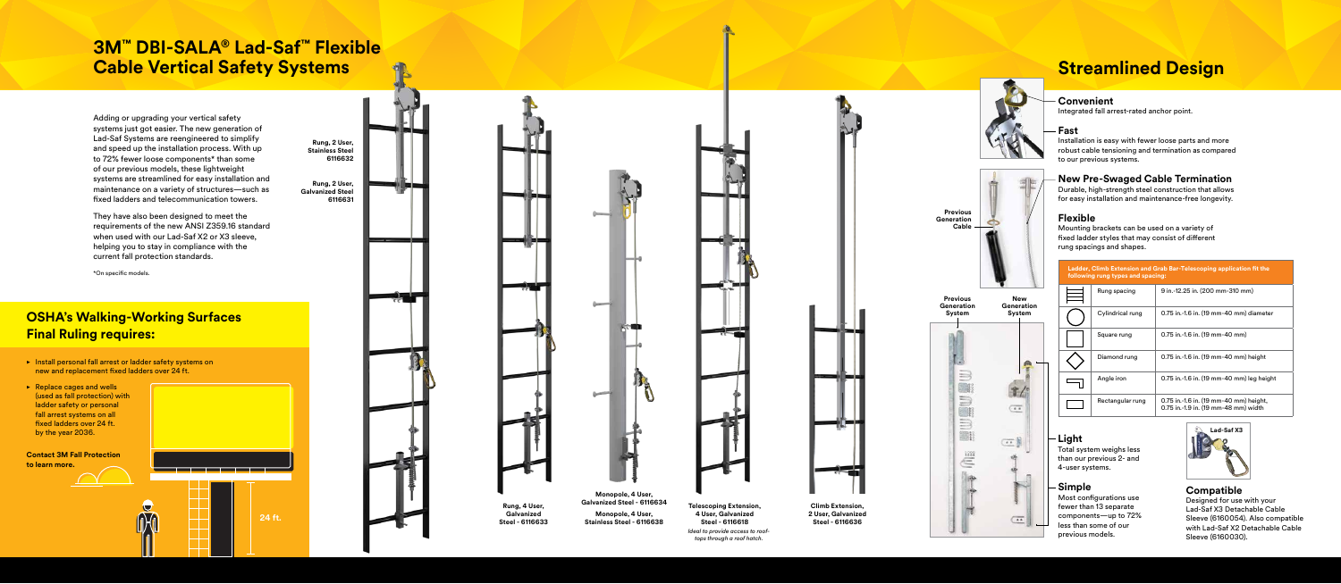# 3M™ DBI-SALA® Lad-Saf™ Flexible Cable Vertical Safety Systems

Adding or upgrading your vertical safety systems just got easier. The new generation of Lad-Saf Systems are reengineered to simplify and speed up the installation process. With up to 72% fewer loose components* than some of our previous models, these lightweight systems are streamlined for easy installation and maintenance on a variety of structures—such as fixed ladders and telecommunication towers.

They have also been designed to meet the requirements of the new ANSI Z359.16 standard when used with our Lad-Saf X2 or X3 sleeve, helping you to stay in compliance with the current fall protection standards.

*On specific models.

## OSHA's Walking-Working Surfaces Final Ruling requires:

- Install personal fall arrest or ladder safety systems on new and replacement fixed ladders over 24 ft.
- Replace cages and wells (used as fall protection) with ladder safety or personal fall arrest systems on all fixed ladders over 24 ft. by the year 2036.

**Contact 3M Fall Protection to learn more.**

24 ft.

**Rung, 2 User, Stainless Steel 6116632**

**Rung, 2 User, Galvanized Steel 6116631**

**Rung, 4 User, Galvanized Steel - 6116633**

**Monopole, 4 User, Galvanized Steel - 6116634**

**Monopole, 4 User, Stainless Steel - 6116638**

**Telescoping Extension, 4 User, Galvanized Steel - 6116618**

*Ideal to provide access to rooftops through a roof hatch.*

**Climb Extension, 2 User, Galvanized Steel - 6116636**

# Streamlined Design

**Previous Generation Cable**

**Previous Generation System**

**New Generation System**

### Convenient

Integrated fall arrest-rated anchor point.

### Fast

Installation is easy with fewer loose parts and more robust cable tensioning and termination as compared to our previous systems.

### New Pre-Swaged Cable Termination

Durable, high-strength steel construction that allows for easy installation and maintenance-free longevity.

### Flexible

Mounting brackets can be used on a variety of fixed ladder styles that may consist of different rung spacings and shapes.

| Ladder, Climb Extension and Grab Bar-Telescoping application fit the following rung types and spacing: | | |
|---|---|---|
| | Rung spacing | 9 in.-12.25 in. (200 mm-310 mm) |
| | Cylindrical rung | 0.75 in.-1.6 in. (19 mm-40 mm) diameter |
| | Square rung | 0.75 in.-1.6 in. (19 mm-40 mm) |
| | Diamond rung | 0.75 in.-1.6 in. (19 mm-40 mm) height |
| | Angle iron | 0.75 in.-1.6 in. (19 mm-40 mm) leg height |
| | Rectangular rung | 0.75 in.-1.6 in. (19 mm-40 mm) height, 0.75 in.-1.9 in. (19 mm-48 mm) width |

### Light

Total system weighs less than our previous 2- and 4-user systems.

### Simple

Most configurations use fewer than 13 separate components—up to 72% less than some of our previous models.

Lad-Saf X3

### Compatible

Designed for use with your Lad-Saf X3 Detachable Cable Sleeve (6160054). Also compatible with Lad-Saf X2 Detachable Cable Sleeve (6160030).